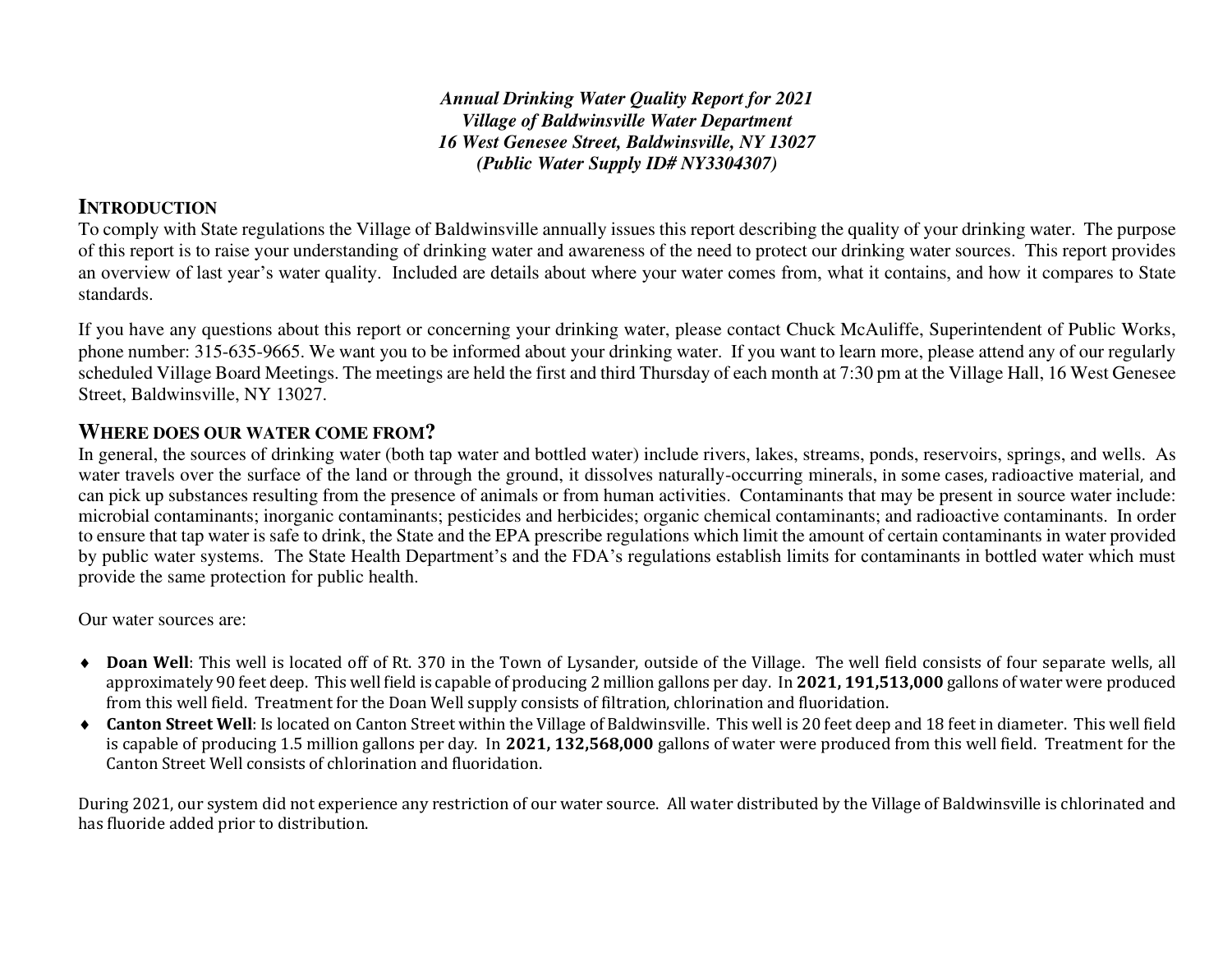***Annual Drinking Water Quality Report for 2021***
***Village of Baldwinsville Water Department***
***16 West Genesee Street, Baldwinsville, NY 13027***
***(Public Water Supply ID# NY3304307)***

## INTRODUCTION

To comply with State regulations the Village of Baldwinsville annually issues this report describing the quality of your drinking water. The purpose of this report is to raise your understanding of drinking water and awareness of the need to protect our drinking water sources. This report provides an overview of last year's water quality. Included are details about where your water comes from, what it contains, and how it compares to State standards.

If you have any questions about this report or concerning your drinking water, please contact Chuck McAuliffe, Superintendent of Public Works, phone number: 315-635-9665. We want you to be informed about your drinking water. If you want to learn more, please attend any of our regularly scheduled Village Board Meetings. The meetings are held the first and third Thursday of each month at 7:30 pm at the Village Hall, 16 West Genesee Street, Baldwinsville, NY 13027.

## WHERE DOES OUR WATER COME FROM?

In general, the sources of drinking water (both tap water and bottled water) include rivers, lakes, streams, ponds, reservoirs, springs, and wells. As water travels over the surface of the land or through the ground, it dissolves naturally-occurring minerals, in some cases, radioactive material, and can pick up substances resulting from the presence of animals or from human activities. Contaminants that may be present in source water include: microbial contaminants; inorganic contaminants; pesticides and herbicides; organic chemical contaminants; and radioactive contaminants. In order to ensure that tap water is safe to drink, the State and the EPA prescribe regulations which limit the amount of certain contaminants in water provided by public water systems. The State Health Department's and the FDA's regulations establish limits for contaminants in bottled water which must provide the same protection for public health.

Our water sources are:

- **Doan Well**: This well is located off of Rt. 370 in the Town of Lysander, outside of the Village. The well field consists of four separate wells, all approximately 90 feet deep. This well field is capable of producing 2 million gallons per day. In **2021, 191,513,000** gallons of water were produced from this well field. Treatment for the Doan Well supply consists of filtration, chlorination and fluoridation.
- **Canton Street Well**: Is located on Canton Street within the Village of Baldwinsville. This well is 20 feet deep and 18 feet in diameter. This well field is capable of producing 1.5 million gallons per day. In **2021, 132,568,000** gallons of water were produced from this well field. Treatment for the Canton Street Well consists of chlorination and fluoridation.

During 2021, our system did not experience any restriction of our water source. All water distributed by the Village of Baldwinsville is chlorinated and has fluoride added prior to distribution.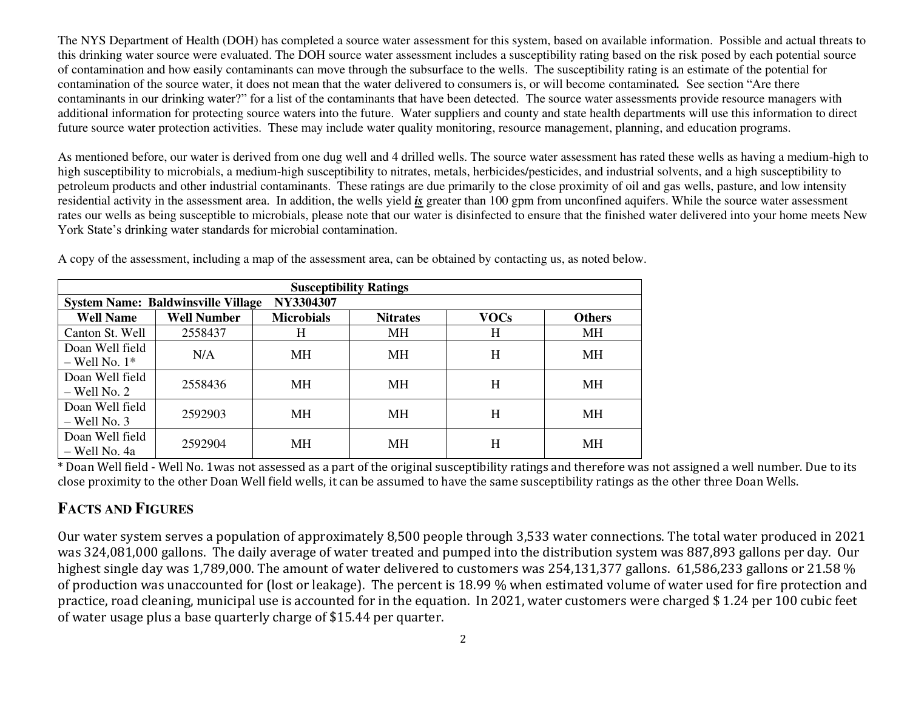The NYS Department of Health (DOH) has completed a source water assessment for this system, based on available information. Possible and actual threats to this drinking water source were evaluated. The DOH source water assessment includes a susceptibility rating based on the risk posed by each potential source of contamination and how easily contaminants can move through the subsurface to the wells. The susceptibility rating is an estimate of the potential for contamination of the source water, it does not mean that the water delivered to consumers is, or will become contaminated. See section "Are there contaminants in our drinking water?" for a list of the contaminants that have been detected. The source water assessments provide resource managers with additional information for protecting source waters into the future. Water suppliers and county and state health departments will use this information to direct future source water protection activities. These may include water quality monitoring, resource management, planning, and education programs.

As mentioned before, our water is derived from one dug well and 4 drilled wells. The source water assessment has rated these wells as having a medium-high to high susceptibility to microbials, a medium-high susceptibility to nitrates, metals, herbicides/pesticides, and industrial solvents, and a high susceptibility to petroleum products and other industrial contaminants. These ratings are due primarily to the close proximity of oil and gas wells, pasture, and low intensity residential activity in the assessment area. In addition, the wells yield ***is*** greater than 100 gpm from unconfined aquifers. While the source water assessment rates our wells as being susceptible to microbials, please note that our water is disinfected to ensure that the finished water delivered into your home meets New York State's drinking water standards for microbial contamination.

A copy of the assessment, including a map of the assessment area, can be obtained by contacting us, as noted below.

| **Susceptibility Ratings** | | | | | |
|---|---|---|---|---|---|
| **System Name: Baldwinsville Village NY3304307** | | | | | |
| **Well Name** | **Well Number** | **Microbials** | **Nitrates** | **VOCs** | **Others** |
| Canton St. Well | 2558437 | H | MH | H | MH |
| Doan Well field – Well No. 1* | N/A | MH | MH | H | MH |
| Doan Well field – Well No. 2 | 2558436 | MH | MH | H | MH |
| Doan Well field – Well No. 3 | 2592903 | MH | MH | H | MH |
| Doan Well field – Well No. 4a | 2592904 | MH | MH | H | MH |

* Doan Well field - Well No. 1was not assessed as a part of the original susceptibility ratings and therefore was not assigned a well number. Due to its close proximity to the other Doan Well field wells, it can be assumed to have the same susceptibility ratings as the other three Doan Wells.

## Facts and Figures

Our water system serves a population of approximately 8,500 people through 3,533 water connections. The total water produced in 2021 was 324,081,000 gallons. The daily average of water treated and pumped into the distribution system was 887,893 gallons per day. Our highest single day was 1,789,000. The amount of water delivered to customers was 254,131,377 gallons. 61,586,233 gallons or 21.58 % of production was unaccounted for (lost or leakage). The percent is 18.99 % when estimated volume of water used for fire protection and practice, road cleaning, municipal use is accounted for in the equation. In 2021, water customers were charged $ 1.24 per 100 cubic feet of water usage plus a base quarterly charge of $15.44 per quarter.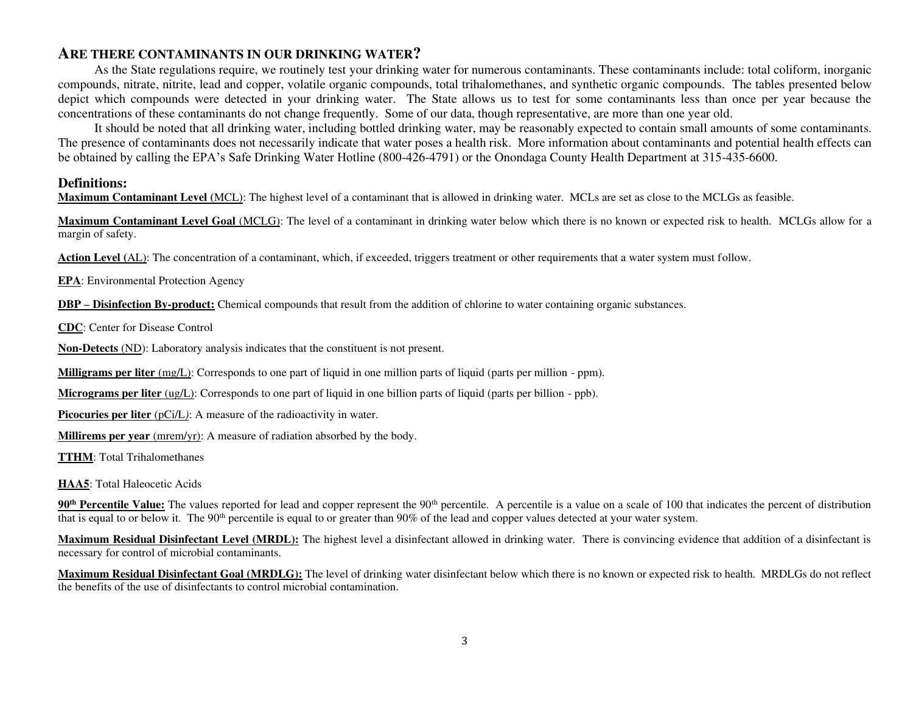## ARE THERE CONTAMINANTS IN OUR DRINKING WATER?

As the State regulations require, we routinely test your drinking water for numerous contaminants. These contaminants include: total coliform, inorganic compounds, nitrate, nitrite, lead and copper, volatile organic compounds, total trihalomethanes, and synthetic organic compounds. The tables presented below depict which compounds were detected in your drinking water. The State allows us to test for some contaminants less than once per year because the concentrations of these contaminants do not change frequently. Some of our data, though representative, are more than one year old.

It should be noted that all drinking water, including bottled drinking water, may be reasonably expected to contain small amounts of some contaminants. The presence of contaminants does not necessarily indicate that water poses a health risk. More information about contaminants and potential health effects can be obtained by calling the EPA's Safe Drinking Water Hotline (800-426-4791) or the Onondaga County Health Department at 315-435-6600.

### Definitions:

**Maximum Contaminant Level (MCL)**: The highest level of a contaminant that is allowed in drinking water. MCLs are set as close to the MCLGs as feasible.

**Maximum Contaminant Level Goal (MCLG)**: The level of a contaminant in drinking water below which there is no known or expected risk to health. MCLGs allow for a margin of safety.

**Action Level (AL)**: The concentration of a contaminant, which, if exceeded, triggers treatment or other requirements that a water system must follow.

**EPA**: Environmental Protection Agency

**DBP – Disinfection By-product:** Chemical compounds that result from the addition of chlorine to water containing organic substances.

**CDC**: Center for Disease Control

**Non-Detects (ND)**: Laboratory analysis indicates that the constituent is not present.

**Milligrams per liter (mg/L)**: Corresponds to one part of liquid in one million parts of liquid (parts per million - ppm).

**Micrograms per liter (ug/L)**: Corresponds to one part of liquid in one billion parts of liquid (parts per billion - ppb).

**Picocuries per liter (pCi/L)**: A measure of the radioactivity in water.

**Millirems per year (mrem/yr)**: A measure of radiation absorbed by the body.

**TTHM**: Total Trihalomethanes

**HAA5**: Total Haleocetic Acids

**90th Percentile Value:** The values reported for lead and copper represent the 90th percentile. A percentile is a value on a scale of 100 that indicates the percent of distribution that is equal to or below it. The 90th percentile is equal to or greater than 90% of the lead and copper values detected at your water system.

**Maximum Residual Disinfectant Level (MRDL):** The highest level a disinfectant allowed in drinking water. There is convincing evidence that addition of a disinfectant is necessary for control of microbial contaminants.

**Maximum Residual Disinfectant Goal (MRDLG):** The level of drinking water disinfectant below which there is no known or expected risk to health. MRDLGs do not reflect the benefits of the use of disinfectants to control microbial contamination.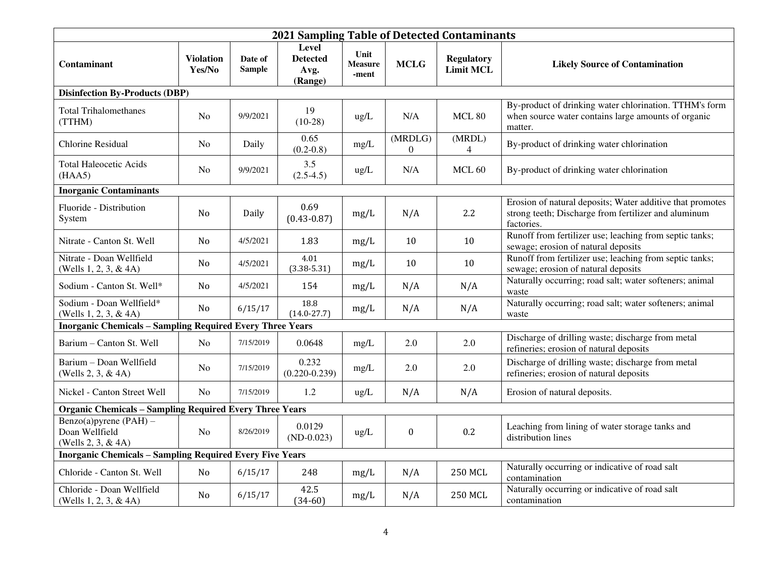| 2021 Sampling Table of Detected Contaminants | | | | | | | |
|---|---|---|---|---|---|---|---|
| **Contaminant** | **Violation Yes/No** | **Date of Sample** | **Level Detected Avg. (Range)** | **Unit Measure -ment** | **MCLG** | **Regulatory Limit MCL** | **Likely Source of Contamination** |
| **Disinfection By-Products (DBP)** | | | | | | | |
| Total Trihalomethanes (TTHM) | No | 9/9/2021 | 19 (10-28) | ug/L | N/A | MCL 80 | By-product of drinking water chlorination. TTHM's form when source water contains large amounts of organic matter. |
| Chlorine Residual | No | Daily | 0.65 (0.2-0.8) | mg/L | (MRDLG) 0 | (MRDL) 4 | By-product of drinking water chlorination |
| Total Haleocetic Acids (HAA5) | No | 9/9/2021 | 3.5 (2.5-4.5) | ug/L | N/A | MCL 60 | By-product of drinking water chlorination |
| **Inorganic Contaminants** | | | | | | | |
| Fluoride - Distribution System | No | Daily | 0.69 (0.43-0.87) | mg/L | N/A | 2.2 | Erosion of natural deposits; Water additive that promotes strong teeth; Discharge from fertilizer and aluminum factories. |
| Nitrate - Canton St. Well | No | 4/5/2021 | 1.83 | mg/L | 10 | 10 | Runoff from fertilizer use; leaching from septic tanks; sewage; erosion of natural deposits |
| Nitrate - Doan Wellfield (Wells 1, 2, 3, & 4A) | No | 4/5/2021 | 4.01 (3.38-5.31) | mg/L | 10 | 10 | Runoff from fertilizer use; leaching from septic tanks; sewage; erosion of natural deposits |
| Sodium - Canton St. Well* | No | 4/5/2021 | 154 | mg/L | N/A | N/A | Naturally occurring; road salt; water softeners; animal waste |
| Sodium - Doan Wellfield* (Wells 1, 2, 3, & 4A) | No | 6/15/17 | 18.8 (14.0-27.7) | mg/L | N/A | N/A | Naturally occurring; road salt; water softeners; animal waste |
| **Inorganic Chemicals – Sampling Required Every Three Years** | | | | | | | |
| Barium – Canton St. Well | No | 7/15/2019 | 0.0648 | mg/L | 2.0 | 2.0 | Discharge of drilling waste; discharge from metal refineries; erosion of natural deposits |
| Barium – Doan Wellfield (Wells 2, 3, & 4A) | No | 7/15/2019 | 0.232 (0.220-0.239) | mg/L | 2.0 | 2.0 | Discharge of drilling waste; discharge from metal refineries; erosion of natural deposits |
| Nickel - Canton Street Well | No | 7/15/2019 | 1.2 | ug/L | N/A | N/A | Erosion of natural deposits. |
| **Organic Chemicals – Sampling Required Every Three Years** | | | | | | | |
| Benzo(a)pyrene (PAH) – Doan Wellfield (Wells 2, 3, & 4A) | No | 8/26/2019 | 0.0129 (ND-0.023) | ug/L | 0 | 0.2 | Leaching from lining of water storage tanks and distribution lines |
| **Inorganic Chemicals – Sampling Required Every Five Years** | | | | | | | |
| Chloride - Canton St. Well | No | 6/15/17 | 248 | mg/L | N/A | 250 MCL | Naturally occurring or indicative of road salt contamination |
| Chloride - Doan Wellfield (Wells 1, 2, 3, & 4A) | No | 6/15/17 | 42.5 (34-60) | mg/L | N/A | 250 MCL | Naturally occurring or indicative of road salt contamination |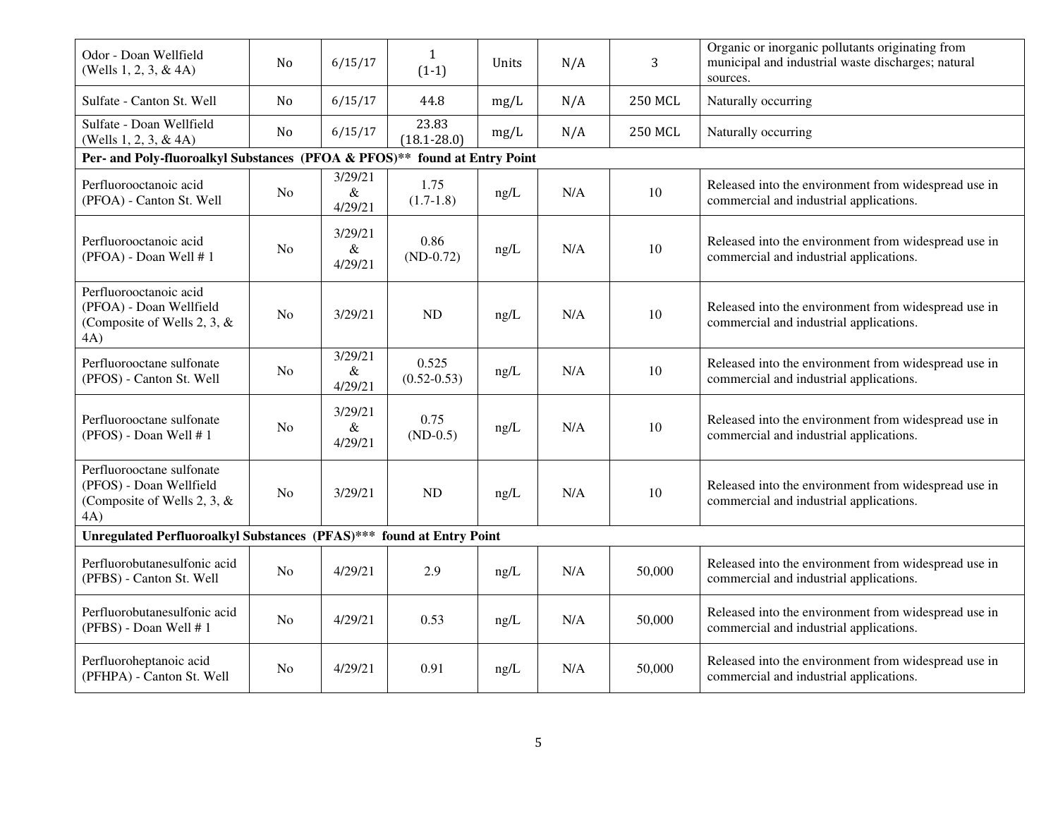| Odor - Doan Wellfield (Wells 1, 2, 3, & 4A) | No | 6/15/17 | 1 (1-1) | Units | N/A | 3 | Organic or inorganic pollutants originating from municipal and industrial waste discharges; natural sources. |
|---|---|---|---|---|---|---|---|
| Sulfate - Canton St. Well | No | 6/15/17 | 44.8 | mg/L | N/A | 250 MCL | Naturally occurring |
| Sulfate - Doan Wellfield (Wells 1, 2, 3, & 4A) | No | 6/15/17 | 23.83 (18.1-28.0) | mg/L | N/A | 250 MCL | Naturally occurring |
| **Per- and Poly-fluoroalkyl Substances (PFOA & PFOS)** found at Entry Point** | | | | | | | |
| Perfluorooctanoic acid (PFOA) - Canton St. Well | No | 3/29/21 & 4/29/21 | 1.75 (1.7-1.8) | ng/L | N/A | 10 | Released into the environment from widespread use in commercial and industrial applications. |
| Perfluorooctanoic acid (PFOA) - Doan Well # 1 | No | 3/29/21 & 4/29/21 | 0.86 (ND-0.72) | ng/L | N/A | 10 | Released into the environment from widespread use in commercial and industrial applications. |
| Perfluorooctanoic acid (PFOA) - Doan Wellfield (Composite of Wells 2, 3, & 4A) | No | 3/29/21 | ND | ng/L | N/A | 10 | Released into the environment from widespread use in commercial and industrial applications. |
| Perfluorooctane sulfonate (PFOS) - Canton St. Well | No | 3/29/21 & 4/29/21 | 0.525 (0.52-0.53) | ng/L | N/A | 10 | Released into the environment from widespread use in commercial and industrial applications. |
| Perfluorooctane sulfonate (PFOS) - Doan Well # 1 | No | 3/29/21 & 4/29/21 | 0.75 (ND-0.5) | ng/L | N/A | 10 | Released into the environment from widespread use in commercial and industrial applications. |
| Perfluorooctane sulfonate (PFOS) - Doan Wellfield (Composite of Wells 2, 3, & 4A) | No | 3/29/21 | ND | ng/L | N/A | 10 | Released into the environment from widespread use in commercial and industrial applications. |
| **Unregulated Perfluoroalkyl Substances (PFAS)*** found at Entry Point** | | | | | | | |
| Perfluorobutanesulfonic acid (PFBS) - Canton St. Well | No | 4/29/21 | 2.9 | ng/L | N/A | 50,000 | Released into the environment from widespread use in commercial and industrial applications. |
| Perfluorobutanesulfonic acid (PFBS) - Doan Well # 1 | No | 4/29/21 | 0.53 | ng/L | N/A | 50,000 | Released into the environment from widespread use in commercial and industrial applications. |
| Perfluoroheptanoic acid (PFHPA) - Canton St. Well | No | 4/29/21 | 0.91 | ng/L | N/A | 50,000 | Released into the environment from widespread use in commercial and industrial applications. |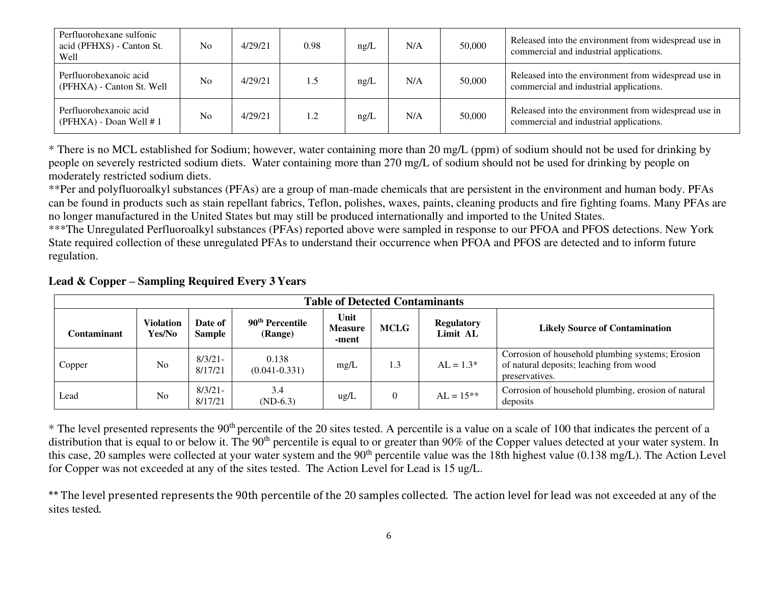| Perfluorohexane sulfonic acid (PFHXS) - Canton St. Well | No | 4/29/21 | 0.98 | ng/L | N/A | 50,000 | Released into the environment from widespread use in commercial and industrial applications. |
|---|---|---|---|---|---|---|---|
| Perfluorohexanoic acid (PFHXA) - Canton St. Well | No | 4/29/21 | 1.5 | ng/L | N/A | 50,000 | Released into the environment from widespread use in commercial and industrial applications. |
| Perfluorohexanoic acid (PFHXA) - Doan Well # 1 | No | 4/29/21 | 1.2 | ng/L | N/A | 50,000 | Released into the environment from widespread use in commercial and industrial applications. |

* There is no MCL established for Sodium; however, water containing more than 20 mg/L (ppm) of sodium should not be used for drinking by people on severely restricted sodium diets. Water containing more than 270 mg/L of sodium should not be used for drinking by people on moderately restricted sodium diets.
**Per and polyfluoroalkyl substances (PFAs) are a group of man-made chemicals that are persistent in the environment and human body. PFAs can be found in products such as stain repellant fabrics, Teflon, polishes, waxes, paints, cleaning products and fire fighting foams. Many PFAs are no longer manufactured in the United States but may still be produced internationally and imported to the United States.
***The Unregulated Perfluoroalkyl substances (PFAs) reported above were sampled in response to our PFOA and PFOS detections. New York State required collection of these unregulated PFAs to understand their occurrence when PFOA and PFOS are detected and to inform future regulation.

**Lead & Copper – Sampling Required Every 3 Years**

| Table of Detected Contaminants | | | | | | | |
|---|---|---|---|---|---|---|---|
| **Contaminant** | **Violation Yes/No** | **Date of Sample** | **90th Percentile (Range)** | **Unit Measure -ment** | **MCLG** | **Regulatory Limit AL** | **Likely Source of Contamination** |
| Copper | No | 8/3/21-8/17/21 | 0.138 (0.041-0.331) | mg/L | 1.3 | AL = 1.3* | Corrosion of household plumbing systems; Erosion of natural deposits; leaching from wood preservatives. |
| Lead | No | 8/3/21-8/17/21 | 3.4 (ND-6.3) | ug/L | 0 | AL = 15** | Corrosion of household plumbing, erosion of natural deposits |

* The level presented represents the 90th percentile of the 20 sites tested. A percentile is a value on a scale of 100 that indicates the percent of a distribution that is equal to or below it. The 90th percentile is equal to or greater than 90% of the Copper values detected at your water system. In this case, 20 samples were collected at your water system and the 90th percentile value was the 18th highest value (0.138 mg/L). The Action Level for Copper was not exceeded at any of the sites tested. The Action Level for Lead is 15 ug/L.

** The level presented represents the 90th percentile of the 20 samples collected. The action level for lead was not exceeded at any of the sites tested.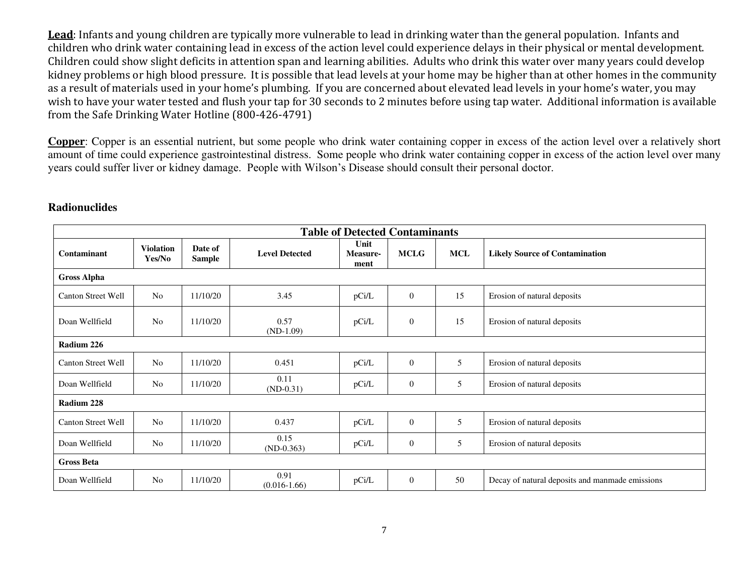**Lead**: Infants and young children are typically more vulnerable to lead in drinking water than the general population. Infants and children who drink water containing lead in excess of the action level could experience delays in their physical or mental development. Children could show slight deficits in attention span and learning abilities. Adults who drink this water over many years could develop kidney problems or high blood pressure. It is possible that lead levels at your home may be higher than at other homes in the community as a result of materials used in your home's plumbing. If you are concerned about elevated lead levels in your home's water, you may wish to have your water tested and flush your tap for 30 seconds to 2 minutes before using tap water. Additional information is available from the Safe Drinking Water Hotline (800-426-4791)

**Copper**: Copper is an essential nutrient, but some people who drink water containing copper in excess of the action level over a relatively short amount of time could experience gastrointestinal distress. Some people who drink water containing copper in excess of the action level over many years could suffer liver or kidney damage. People with Wilson's Disease should consult their personal doctor.

## Radionuclides

| Table of Detected Contaminants | | | | | | | |
|---|---|---|---|---|---|---|---|
| **Contaminant** | **Violation Yes/No** | **Date of Sample** | **Level Detected** | **Unit Measure-ment** | **MCLG** | **MCL** | **Likely Source of Contamination** |
| **Gross Alpha** | | | | | | | |
| Canton Street Well | No | 11/10/20 | 3.45 | pCi/L | 0 | 15 | Erosion of natural deposits |
| Doan Wellfield | No | 11/10/20 | 0.57 (ND-1.09) | pCi/L | 0 | 15 | Erosion of natural deposits |
| **Radium 226** | | | | | | | |
| Canton Street Well | No | 11/10/20 | 0.451 | pCi/L | 0 | 5 | Erosion of natural deposits |
| Doan Wellfield | No | 11/10/20 | 0.11 (ND-0.31) | pCi/L | 0 | 5 | Erosion of natural deposits |
| **Radium 228** | | | | | | | |
| Canton Street Well | No | 11/10/20 | 0.437 | pCi/L | 0 | 5 | Erosion of natural deposits |
| Doan Wellfield | No | 11/10/20 | 0.15 (ND-0.363) | pCi/L | 0 | 5 | Erosion of natural deposits |
| **Gross Beta** | | | | | | | |
| Doan Wellfield | No | 11/10/20 | 0.91 (0.016-1.66) | pCi/L | 0 | 50 | Decay of natural deposits and manmade emissions |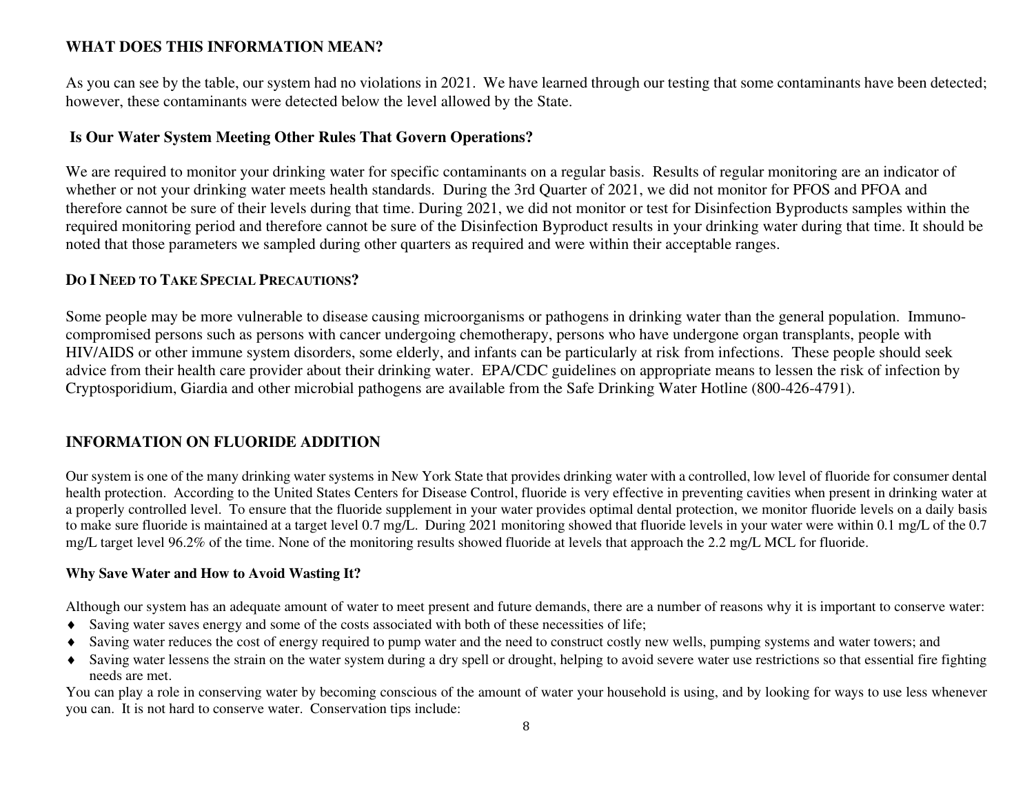## WHAT DOES THIS INFORMATION MEAN?

As you can see by the table, our system had no violations in 2021. We have learned through our testing that some contaminants have been detected; however, these contaminants were detected below the level allowed by the State.

### Is Our Water System Meeting Other Rules That Govern Operations?

We are required to monitor your drinking water for specific contaminants on a regular basis. Results of regular monitoring are an indicator of whether or not your drinking water meets health standards. During the 3rd Quarter of 2021, we did not monitor for PFOS and PFOA and therefore cannot be sure of their levels during that time. During 2021, we did not monitor or test for Disinfection Byproducts samples within the required monitoring period and therefore cannot be sure of the Disinfection Byproduct results in your drinking water during that time. It should be noted that those parameters we sampled during other quarters as required and were within their acceptable ranges.

### DO I NEED TO TAKE SPECIAL PRECAUTIONS?

Some people may be more vulnerable to disease causing microorganisms or pathogens in drinking water than the general population. Immuno-compromised persons such as persons with cancer undergoing chemotherapy, persons who have undergone organ transplants, people with HIV/AIDS or other immune system disorders, some elderly, and infants can be particularly at risk from infections. These people should seek advice from their health care provider about their drinking water. EPA/CDC guidelines on appropriate means to lessen the risk of infection by Cryptosporidium, Giardia and other microbial pathogens are available from the Safe Drinking Water Hotline (800-426-4791).

## INFORMATION ON FLUORIDE ADDITION

Our system is one of the many drinking water systems in New York State that provides drinking water with a controlled, low level of fluoride for consumer dental health protection. According to the United States Centers for Disease Control, fluoride is very effective in preventing cavities when present in drinking water at a properly controlled level. To ensure that the fluoride supplement in your water provides optimal dental protection, we monitor fluoride levels on a daily basis to make sure fluoride is maintained at a target level 0.7 mg/L. During 2021 monitoring showed that fluoride levels in your water were within 0.1 mg/L of the 0.7 mg/L target level 96.2% of the time. None of the monitoring results showed fluoride at levels that approach the 2.2 mg/L MCL for fluoride.

### Why Save Water and How to Avoid Wasting It?

Although our system has an adequate amount of water to meet present and future demands, there are a number of reasons why it is important to conserve water:

- Saving water saves energy and some of the costs associated with both of these necessities of life;
- Saving water reduces the cost of energy required to pump water and the need to construct costly new wells, pumping systems and water towers; and
- Saving water lessens the strain on the water system during a dry spell or drought, helping to avoid severe water use restrictions so that essential fire fighting needs are met.

You can play a role in conserving water by becoming conscious of the amount of water your household is using, and by looking for ways to use less whenever you can. It is not hard to conserve water. Conservation tips include: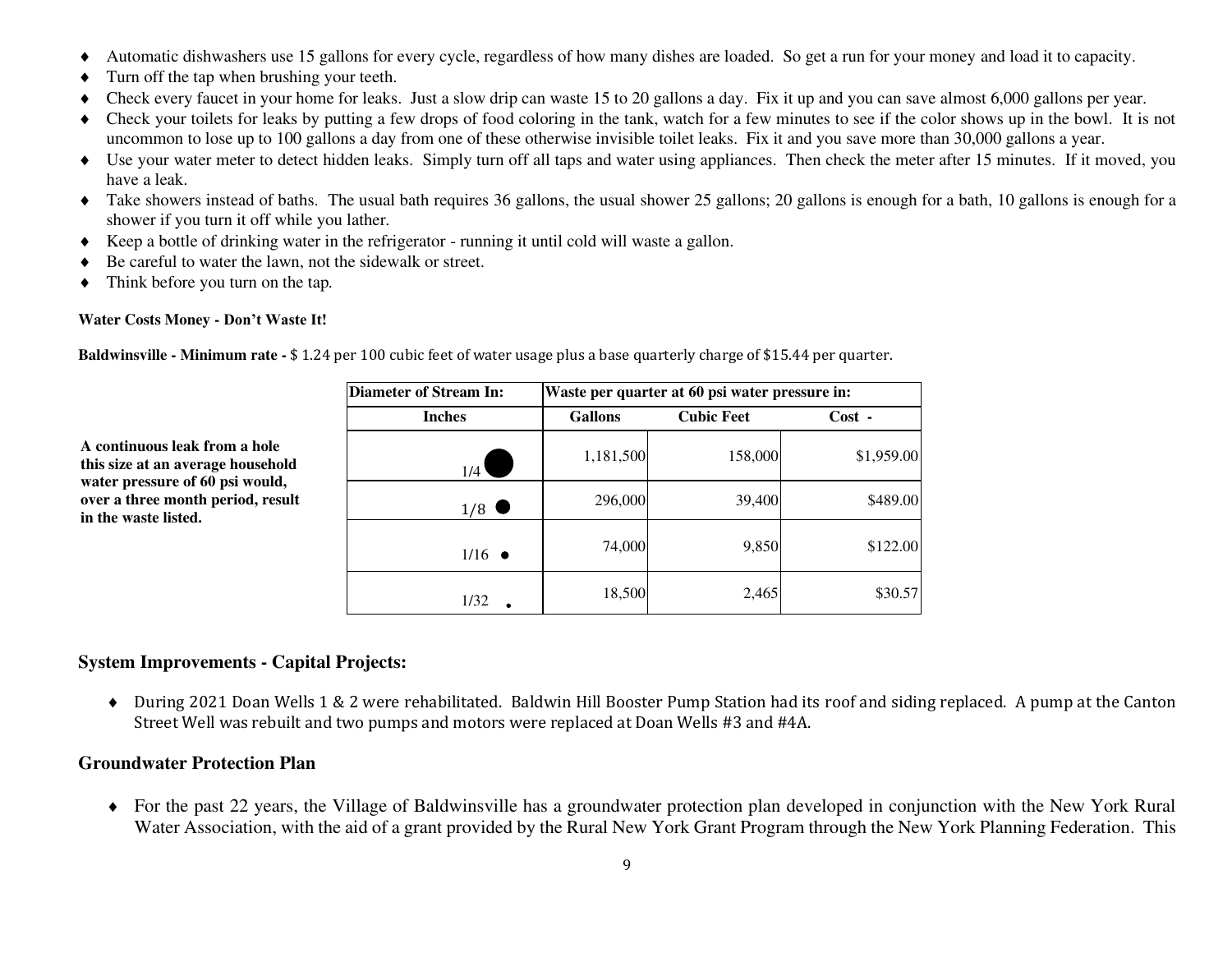- Automatic dishwashers use 15 gallons for every cycle, regardless of how many dishes are loaded. So get a run for your money and load it to capacity.
- Turn off the tap when brushing your teeth.
- Check every faucet in your home for leaks. Just a slow drip can waste 15 to 20 gallons a day. Fix it up and you can save almost 6,000 gallons per year.
- Check your toilets for leaks by putting a few drops of food coloring in the tank, watch for a few minutes to see if the color shows up in the bowl. It is not uncommon to lose up to 100 gallons a day from one of these otherwise invisible toilet leaks. Fix it and you save more than 30,000 gallons a year.
- Use your water meter to detect hidden leaks. Simply turn off all taps and water using appliances. Then check the meter after 15 minutes. If it moved, you have a leak.
- Take showers instead of baths. The usual bath requires 36 gallons, the usual shower 25 gallons; 20 gallons is enough for a bath, 10 gallons is enough for a shower if you turn it off while you lather.
- Keep a bottle of drinking water in the refrigerator - running it until cold will waste a gallon.
- Be careful to water the lawn, not the sidewalk or street.
- Think before you turn on the tap.

**Water Costs Money - Don't Waste It!**

**Baldwinsville - Minimum rate -** $ 1.24 per 100 cubic feet of water usage plus a base quarterly charge of $15.44 per quarter.

**A continuous leak from a hole this size at an average household water pressure of 60 psi would, over a three month period, result in the waste listed.**

| Diameter of Stream In: | Waste per quarter at 60 psi water pressure in: | | |
|---|---|---|---|
| **Inches** | **Gallons** | **Cubic Feet** | **Cost -** |
| 1/4 | 1,181,500 | 158,000 | $1,959.00 |
| 1/8 | 296,000 | 39,400 | $489.00 |
| 1/16 | 74,000 | 9,850 | $122.00 |
| 1/32 | 18,500 | 2,465 | $30.57 |

## System Improvements - Capital Projects:

- During 2021 Doan Wells 1 & 2 were rehabilitated. Baldwin Hill Booster Pump Station had its roof and siding replaced. A pump at the Canton Street Well was rebuilt and two pumps and motors were replaced at Doan Wells #3 and #4A.

## Groundwater Protection Plan

- For the past 22 years, the Village of Baldwinsville has a groundwater protection plan developed in conjunction with the New York Rural Water Association, with the aid of a grant provided by the Rural New York Grant Program through the New York Planning Federation. This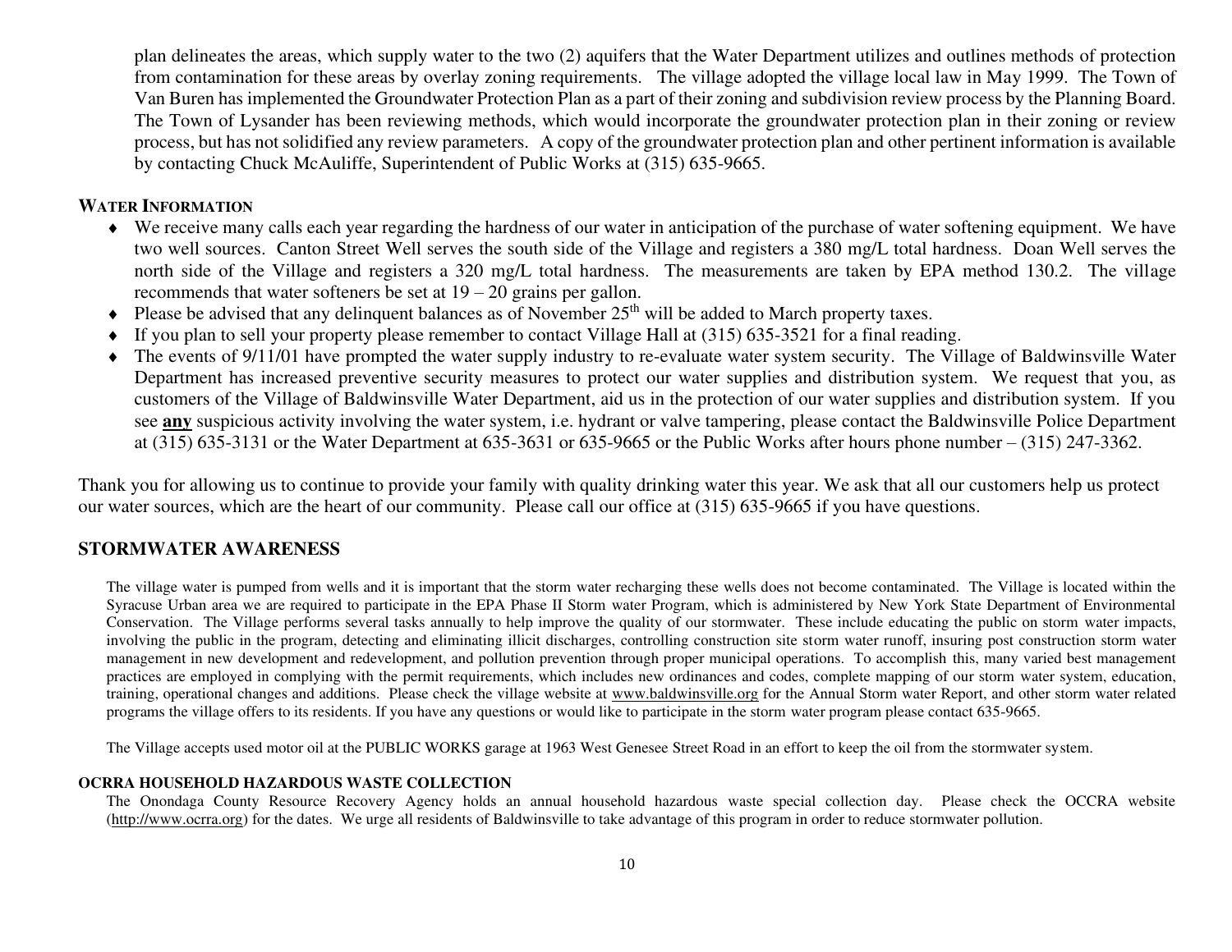plan delineates the areas, which supply water to the two (2) aquifers that the Water Department utilizes and outlines methods of protection from contamination for these areas by overlay zoning requirements. The village adopted the village local law in May 1999. The Town of Van Buren has implemented the Groundwater Protection Plan as a part of their zoning and subdivision review process by the Planning Board. The Town of Lysander has been reviewing methods, which would incorporate the groundwater protection plan in their zoning or review process, but has not solidified any review parameters. A copy of the groundwater protection plan and other pertinent information is available by contacting Chuck McAuliffe, Superintendent of Public Works at (315) 635-9665.

### WATER INFORMATION

- We receive many calls each year regarding the hardness of our water in anticipation of the purchase of water softening equipment. We have two well sources. Canton Street Well serves the south side of the Village and registers a 380 mg/L total hardness. Doan Well serves the north side of the Village and registers a 320 mg/L total hardness. The measurements are taken by EPA method 130.2. The village recommends that water softeners be set at 19 – 20 grains per gallon.
- Please be advised that any delinquent balances as of November 25th will be added to March property taxes.
- If you plan to sell your property please remember to contact Village Hall at (315) 635-3521 for a final reading.
- The events of 9/11/01 have prompted the water supply industry to re-evaluate water system security. The Village of Baldwinsville Water Department has increased preventive security measures to protect our water supplies and distribution system. We request that you, as customers of the Village of Baldwinsville Water Department, aid us in the protection of our water supplies and distribution system. If you see **any** suspicious activity involving the water system, i.e. hydrant or valve tampering, please contact the Baldwinsville Police Department at (315) 635-3131 or the Water Department at 635-3631 or 635-9665 or the Public Works after hours phone number – (315) 247-3362.

Thank you for allowing us to continue to provide your family with quality drinking water this year. We ask that all our customers help us protect our water sources, which are the heart of our community. Please call our office at (315) 635-9665 if you have questions.

## STORMWATER AWARENESS

The village water is pumped from wells and it is important that the storm water recharging these wells does not become contaminated. The Village is located within the Syracuse Urban area we are required to participate in the EPA Phase II Storm water Program, which is administered by New York State Department of Environmental Conservation. The Village performs several tasks annually to help improve the quality of our stormwater. These include educating the public on storm water impacts, involving the public in the program, detecting and eliminating illicit discharges, controlling construction site storm water runoff, insuring post construction storm water management in new development and redevelopment, and pollution prevention through proper municipal operations. To accomplish this, many varied best management practices are employed in complying with the permit requirements, which includes new ordinances and codes, complete mapping of our storm water system, education, training, operational changes and additions. Please check the village website at www.baldwinsville.org for the Annual Storm water Report, and other storm water related programs the village offers to its residents. If you have any questions or would like to participate in the storm water program please contact 635-9665.

The Village accepts used motor oil at the PUBLIC WORKS garage at 1963 West Genesee Street Road in an effort to keep the oil from the stormwater system.

### OCRRA HOUSEHOLD HAZARDOUS WASTE COLLECTION

The Onondaga County Resource Recovery Agency holds an annual household hazardous waste special collection day. Please check the OCCRA website (http://www.ocrra.org) for the dates. We urge all residents of Baldwinsville to take advantage of this program in order to reduce stormwater pollution.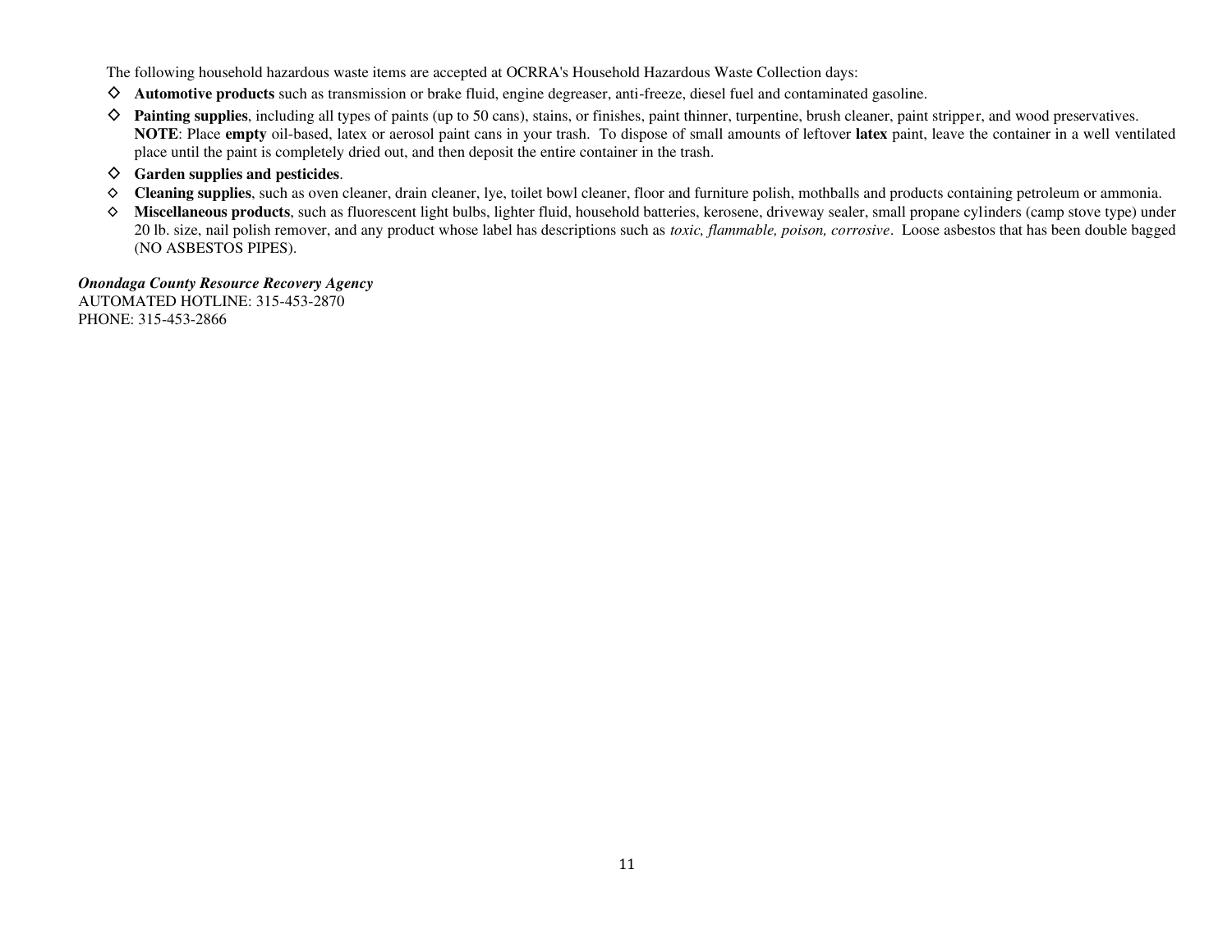The following household hazardous waste items are accepted at OCRRA's Household Hazardous Waste Collection days:

- **Automotive products** such as transmission or brake fluid, engine degreaser, anti-freeze, diesel fuel and contaminated gasoline.
- **Painting supplies**, including all types of paints (up to 50 cans), stains, or finishes, paint thinner, turpentine, brush cleaner, paint stripper, and wood preservatives. **NOTE**: Place **empty** oil-based, latex or aerosol paint cans in your trash. To dispose of small amounts of leftover **latex** paint, leave the container in a well ventilated place until the paint is completely dried out, and then deposit the entire container in the trash.
- **Garden supplies and pesticides**.
- **Cleaning supplies**, such as oven cleaner, drain cleaner, lye, toilet bowl cleaner, floor and furniture polish, mothballs and products containing petroleum or ammonia.
- **Miscellaneous products**, such as fluorescent light bulbs, lighter fluid, household batteries, kerosene, driveway sealer, small propane cylinders (camp stove type) under 20 lb. size, nail polish remover, and any product whose label has descriptions such as *toxic, flammable, poison, corrosive*. Loose asbestos that has been double bagged (NO ASBESTOS PIPES).

***Onondaga County Resource Recovery Agency***
AUTOMATED HOTLINE: 315-453-2870
PHONE: 315-453-2866